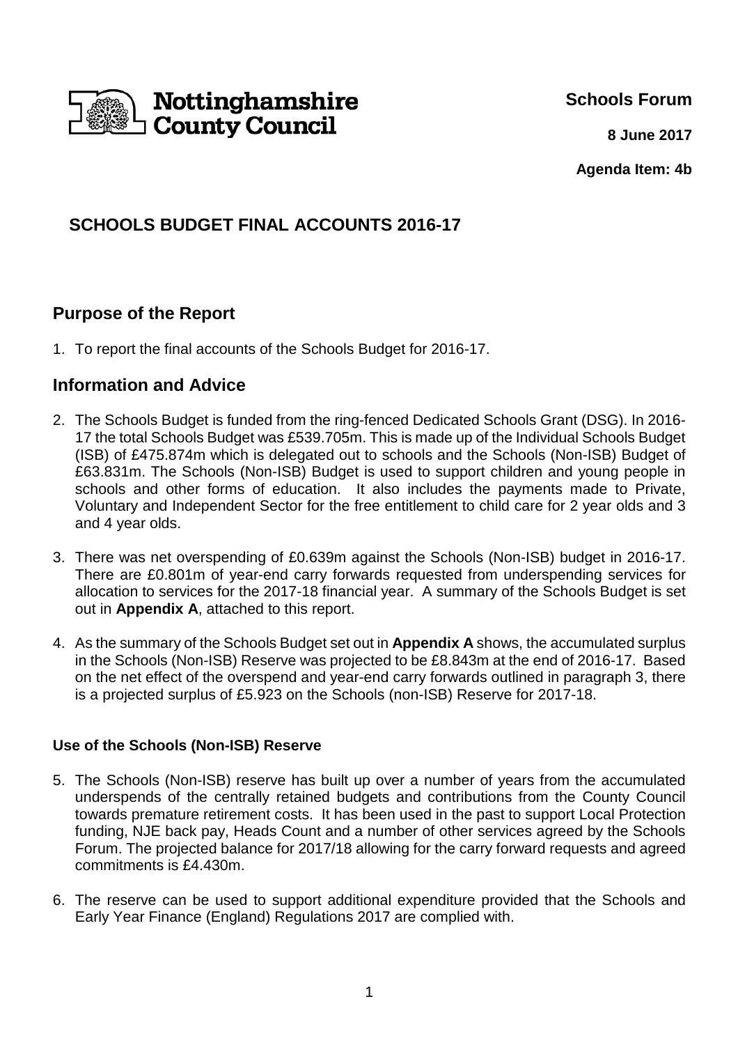Nottinghamshire County Council

**Schools Forum**

**8 June 2017**

**Agenda Item: 4b**

# SCHOOLS BUDGET FINAL ACCOUNTS 2016-17

## Purpose of the Report

1. To report the final accounts of the Schools Budget for 2016-17.

## Information and Advice

2. The Schools Budget is funded from the ring-fenced Dedicated Schools Grant (DSG). In 2016-17 the total Schools Budget was £539.705m. This is made up of the Individual Schools Budget (ISB) of £475.874m which is delegated out to schools and the Schools (Non-ISB) Budget of £63.831m. The Schools (Non-ISB) Budget is used to support children and young people in schools and other forms of education. It also includes the payments made to Private, Voluntary and Independent Sector for the free entitlement to child care for 2 year olds and 3 and 4 year olds.

3. There was net overspending of £0.639m against the Schools (Non-ISB) budget in 2016-17. There are £0.801m of year-end carry forwards requested from underspending services for allocation to services for the 2017-18 financial year. A summary of the Schools Budget is set out in **Appendix A**, attached to this report.

4. As the summary of the Schools Budget set out in **Appendix A** shows, the accumulated surplus in the Schools (Non-ISB) Reserve was projected to be £8.843m at the end of 2016-17. Based on the net effect of the overspend and year-end carry forwards outlined in paragraph 3, there is a projected surplus of £5.923 on the Schools (non-ISB) Reserve for 2017-18.

### Use of the Schools (Non-ISB) Reserve

5. The Schools (Non-ISB) reserve has built up over a number of years from the accumulated underspends of the centrally retained budgets and contributions from the County Council towards premature retirement costs. It has been used in the past to support Local Protection funding, NJE back pay, Heads Count and a number of other services agreed by the Schools Forum. The projected balance for 2017/18 allowing for the carry forward requests and agreed commitments is £4.430m.

6. The reserve can be used to support additional expenditure provided that the Schools and Early Year Finance (England) Regulations 2017 are complied with.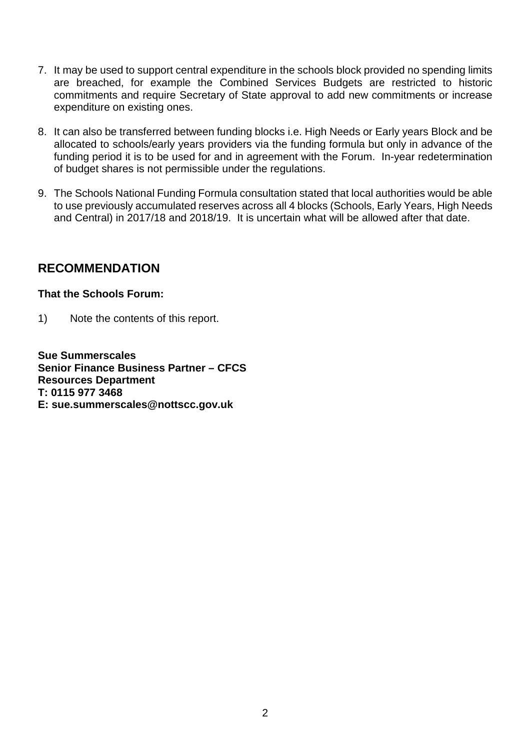7. It may be used to support central expenditure in the schools block provided no spending limits are breached, for example the Combined Services Budgets are restricted to historic commitments and require Secretary of State approval to add new commitments or increase expenditure on existing ones.

8. It can also be transferred between funding blocks i.e. High Needs or Early years Block and be allocated to schools/early years providers via the funding formula but only in advance of the funding period it is to be used for and in agreement with the Forum. In-year redetermination of budget shares is not permissible under the regulations.

9. The Schools National Funding Formula consultation stated that local authorities would be able to use previously accumulated reserves across all 4 blocks (Schools, Early Years, High Needs and Central) in 2017/18 and 2018/19. It is uncertain what will be allowed after that date.

## RECOMMENDATION

**That the Schools Forum:**

1) Note the contents of this report.

**Sue Summerscales**
**Senior Finance Business Partner – CFCS**
**Resources Department**
**T: 0115 977 3468**
**E: sue.summerscales@nottscc.gov.uk**